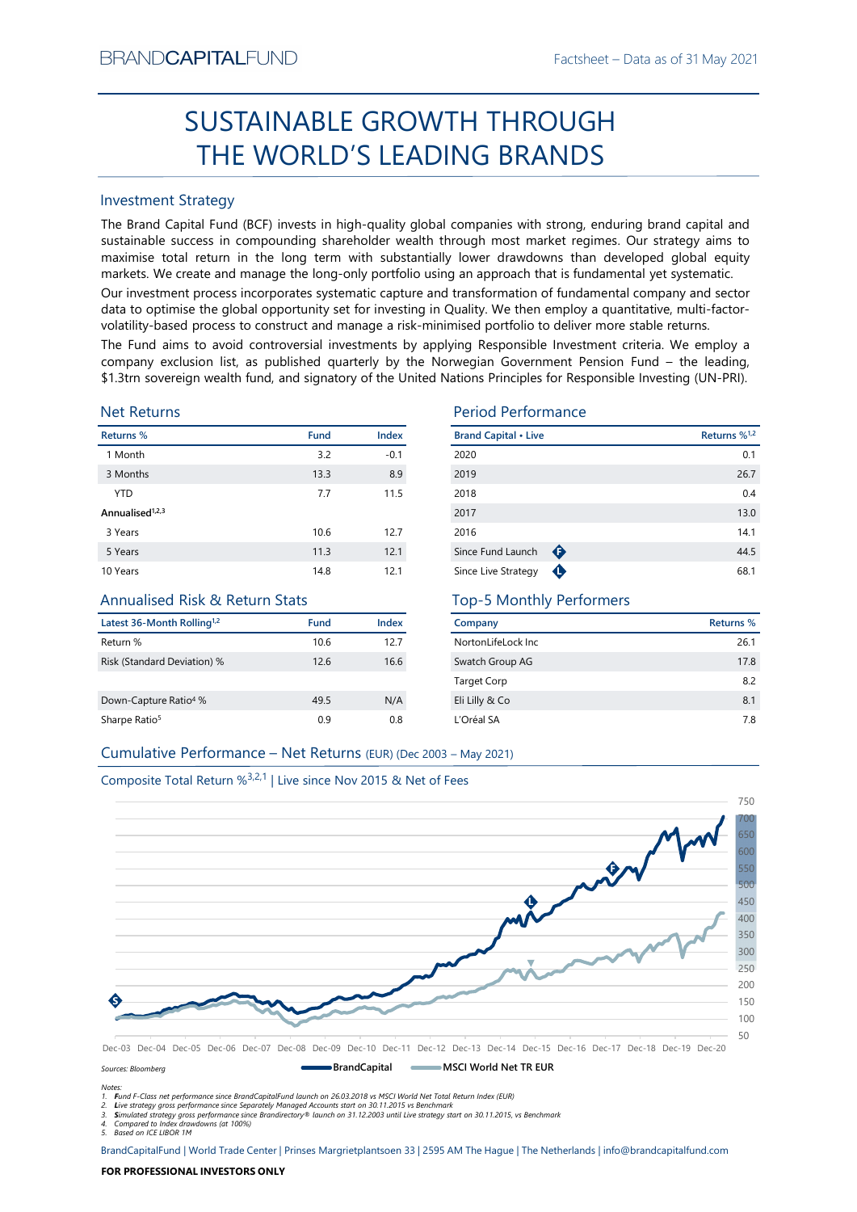BRANDCAPITALFUND

Factsheet – Data as of 31 May 2021

# SUSTAINABLE GROWTH THROUGH THE WORLD'S LEADING BRANDS

## Investment Strategy

The Brand Capital Fund (BCF) invests in high-quality global companies with strong, enduring brand capital and sustainable success in compounding shareholder wealth through most market regimes. Our strategy aims to maximise total return in the long term with substantially lower drawdowns than developed global equity markets. We create and manage the long-only portfolio using an approach that is fundamental yet systematic.

Our investment process incorporates systematic capture and transformation of fundamental company and sector data to optimise the global opportunity set for investing in Quality. We then employ a quantitative, multi-factor-volatility-based process to construct and manage a risk-minimised portfolio to deliver more stable returns.

The Fund aims to avoid controversial investments by applying Responsible Investment criteria. We employ a company exclusion list, as published quarterly by the Norwegian Government Pension Fund – the leading, $1.3trn sovereign wealth fund, and signatory of the United Nations Principles for Responsible Investing (UN-PRI).

## Net Returns

| Returns % | Fund | Index |
|---|---|---|
| 1 Month | 3.2 | -0.1 |
| 3 Months | 13.3 | 8.9 |
| YTD | 7.7 | 11.5 |
| Annualised[1,2,3] | | |
| 3 Years | 10.6 | 12.7 |
| 5 Years | 11.3 | 12.1 |
| 10 Years | 14.8 | 12.1 |

## Period Performance

| Brand Capital • Live | Returns %[1,2] |
|---|---|
| 2020 | 0.1 |
| 2019 | 26.7 |
| 2018 | 0.4 |
| 2017 | 13.0 |
| 2016 | 14.1 |
| Since Fund Launch (F) | 44.5 |
| Since Live Strategy (L) | 68.1 |

## Annualised Risk & Return Stats

| Latest 36-Month Rolling[1,2] | Fund | Index |
|---|---|---|
| Return % | 10.6 | 12.7 |
| Risk (Standard Deviation) % | 12.6 | 16.6 |
| Down-Capture Ratio[4] % | 49.5 | N/A |
| Sharpe Ratio[5] | 0.9 | 0.8 |

## Top-5 Monthly Performers

| Company | Returns % |
|---|---|
| NortonLifeLock Inc | 26.1 |
| Swatch Group AG | 17.8 |
| Target Corp | 8.2 |
| Eli Lilly & Co | 8.1 |
| L'Oréal SA | 7.8 |

## Cumulative Performance – Net Returns (EUR) (Dec 2003 – May 2021)

Composite Total Return %[3,2,1] | Live since Nov 2015 & Net of Fees

Sources: Bloomberg

BrandCapital — MSCI World Net TR EUR

Notes:
1. Fund F-Class net performance since BrandCapitalFund launch on 26.03.2018 vs MSCI World Net Total Return Index (EUR)
2. Live strategy gross performance since Separately Managed Accounts start on 30.11.2015 vs Benchmark
3. Simulated strategy gross performance since Brandirectory® launch on 31.12.2003 until Live strategy start on 30.11.2015, vs Benchmark
4. Compared to Index drawdowns (at 100%)
5. Based on ICE LIBOR 1M

BrandCapitalFund | World Trade Center | Prinses Margrietplantsoen 33 | 2595 AM The Hague | The Netherlands | info@brandcapitalfund.com

**FOR PROFESSIONAL INVESTORS ONLY**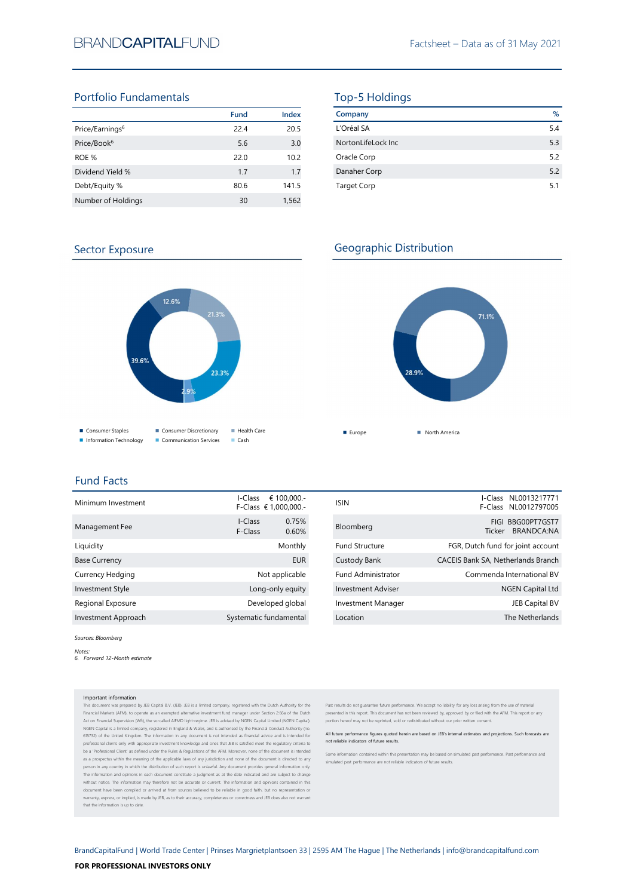BRANDCAPITALFUND

Factsheet – Data as of 31 May 2021

## Portfolio Fundamentals

| | Fund | Index |
|---|---|---|
| Price/Earnings[6] | 22.4 | 20.5 |
| Price/Book[6] | 5.6 | 3.0 |
| ROE % | 22.0 | 10.2 |
| Dividend Yield % | 1.7 | 1.7 |
| Debt/Equity % | 80.6 | 141.5 |
| Number of Holdings | 30 | 1,562 |

## Top-5 Holdings

| Company | % |
|---|---|
| L'Oréal SA | 5.4 |
| NortonLifeLock Inc | 5.3 |
| Oracle Corp | 5.2 |
| Danaher Corp | 5.2 |
| Target Corp | 5.1 |

## Sector Exposure

12.6%
21.3%
39.6%
23.3%
2.9%

Consumer Staples
Consumer Discretionary
Health Care
Information Technology
Communication Services
Cash

## Geographic Distribution

71.1%
28.9%

Europe
North America

## Fund Facts

| | |
|---|---|
| Minimum Investment | I-Class € 100,000.- F-Class € 1,000,000.- |
| Management Fee | I-Class 0.75% F-Class 0.60% |
| Liquidity | Monthly |
| Base Currency | EUR |
| Currency Hedging | Not applicable |
| Investment Style | Long-only equity |
| Regional Exposure | Developed global |
| Investment Approach | Systematic fundamental |

| | |
|---|---|
| ISIN | I-Class NL0013217771 F-Class NL0012797005 |
| Bloomberg | FIGI BBG00PT7GST7 Ticker BRANDCA:NA |
| Fund Structure | FGR, Dutch fund for joint account |
| Custody Bank | CACEIS Bank SA, Netherlands Branch |
| Fund Administrator | Commenda International BV |
| Investment Adviser | NGEN Capital Ltd |
| Investment Manager | JEB Capital BV |
| Location | The Netherlands |

*Sources: Bloomberg*

*Notes:*
*6. Forward 12-Month estimate*

Important information
This document was prepared by JEB Capital B.V. (JEB). JEB is a limited company, registered with the Dutch Authority for the Financial Markets (AFM), to operate as an exempted alternative investment fund manager under Section 2:66a of the Dutch Act on Financial Supervision (Wft), the so-called AIFMD light-regime. JEB is advised by NGEN Capital Limited (NGEN Capital). NGEN Capital is a limited company, registered in England & Wales, and is authorised by the Financial Conduct Authority (no. 615732) of the United Kingdom. The information in any document is not intended as financial advice and is intended for professional clients only with appropriate investment knowledge and ones that JEB is satisfied meet the regulatory criteria to be a 'Professional Client' as defined under the Rules & Regulations of the AFM. Moreover, none of the document is intended as a prospectus within the meaning of the applicable laws of any jurisdiction and none of the document is directed to any person in any country in which the distribution of such report is unlawful. Any document provides general information only. The information and opinions in each document constitute a judgment as at the date indicated and are subject to change without notice. The information may therefore not be accurate or current. The information and opinions contained in this document have been compiled or arrived at from sources believed to be reliable in good faith, but no representation or warranty, express, or implied, is made by JEB, as to their accuracy, completeness or correctness and JEB does also not warrant that the information is up to date.

Past results do not guarantee future performance. We accept no liability for any loss arising from the use of material presented in this report. This document has not been reviewed by, approved by or filed with the AFM. This report or any portion hereof may not be reprinted, sold or redistributed without our prior written consent.

All future performance figures quoted herein are based on JEB's internal estimates and projections. Such forecasts are not reliable indicators of future results.

Some information contained within this presentation may be based on simulated past performance. Past performance and simulated past performance are not reliable indicators of future results.

BrandCapitalFund | World Trade Center | Prinses Margrietplantsoen 33 | 2595 AM The Hague | The Netherlands | info@brandcapitalfund.com

**FOR PROFESSIONAL INVESTORS ONLY**